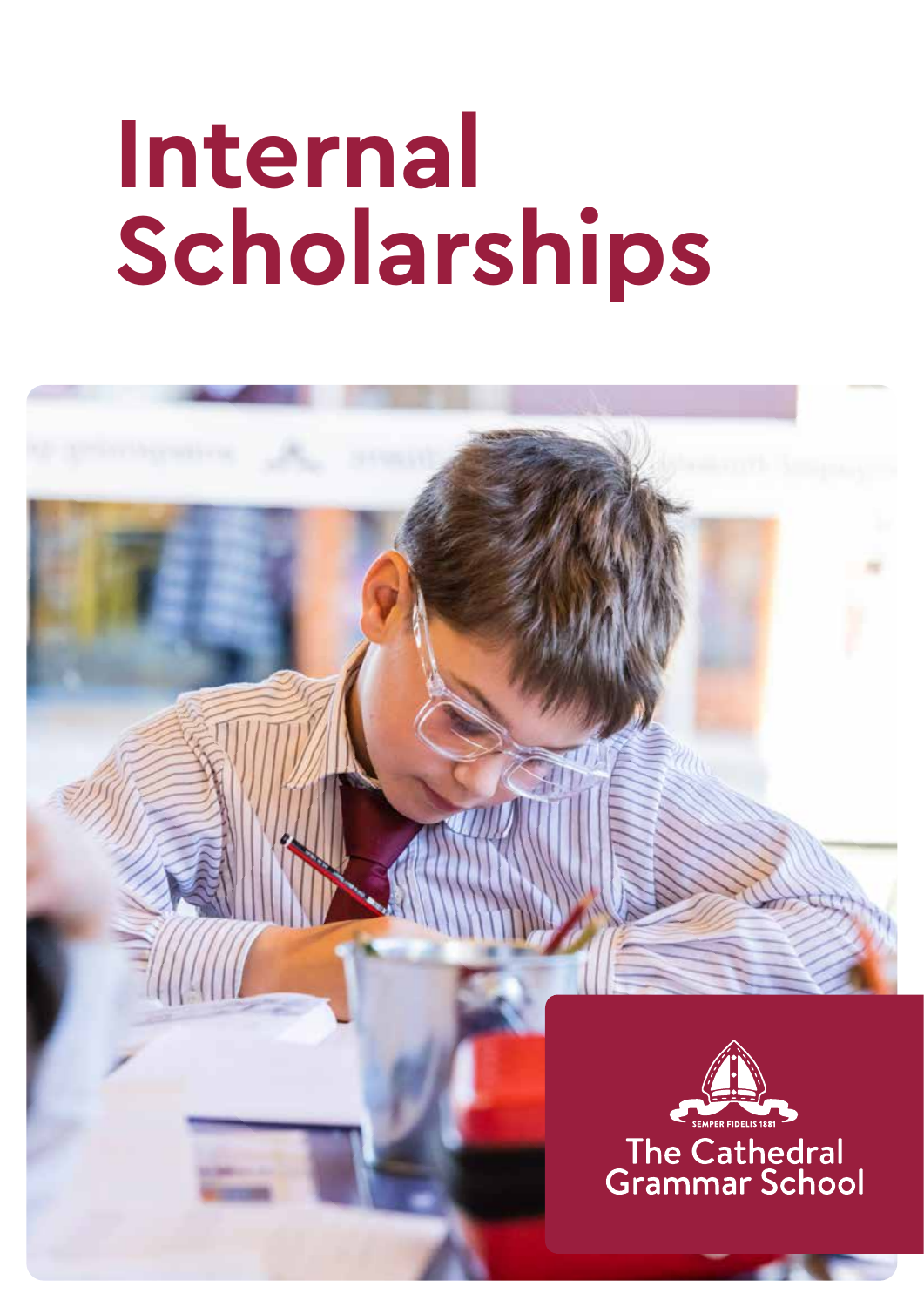# Internal Scholarships

SEMPER FIDELIS 1881

The Cathedral Grammar School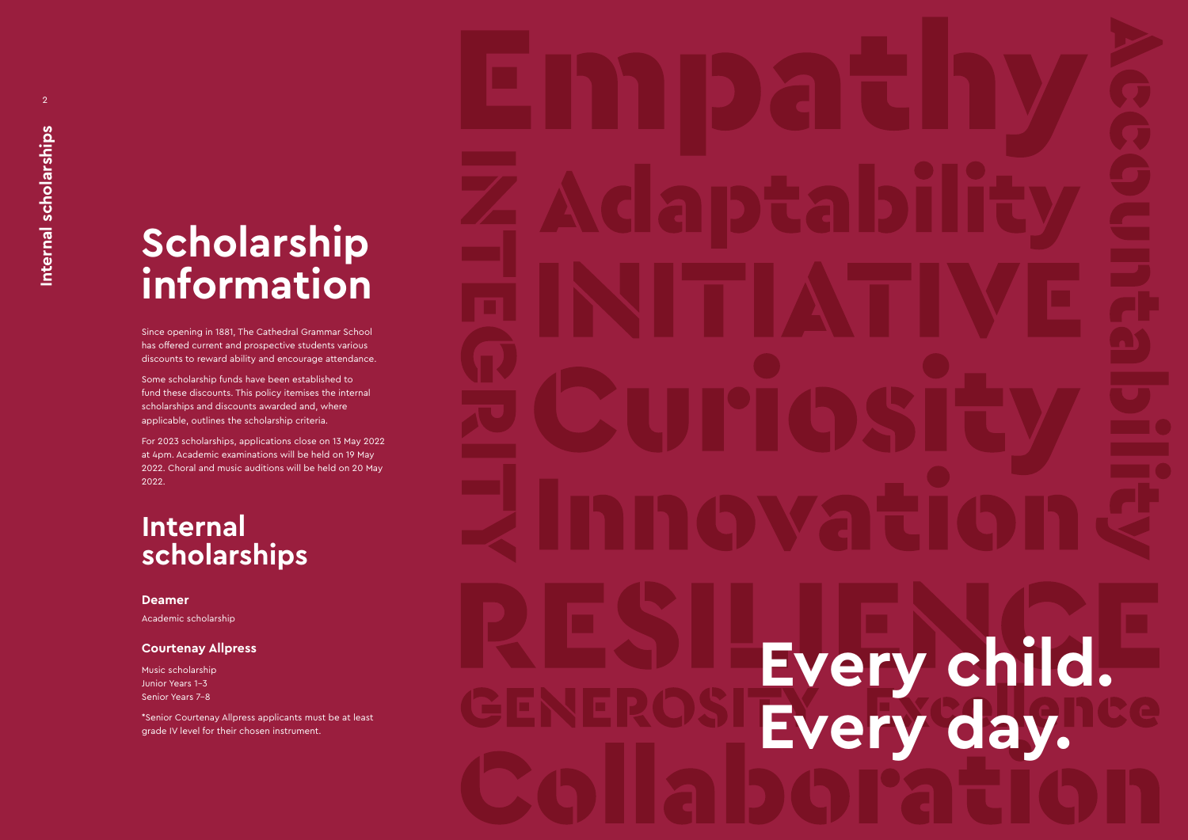# Scholarship information

Since opening in 1881, The Cathedral Grammar School has offered current and prospective students various discounts to reward ability and encourage attendance.

Some scholarship funds have been established to fund these discounts. This policy itemises the internal scholarships and discounts awarded and, where applicable, outlines the scholarship criteria.

For 2023 scholarships, applications close on 13 May 2022 at 4pm. Academic examinations will be held on 19 May 2022. Choral and music auditions will be held on 20 May 2022.

## Internal scholarships

### Deamer

Academic scholarship

### Courtenay Allpress

Music scholarship
Junior Years 1–3
Senior Years 7–8

*Senior Courtenay Allpress applicants must be at least grade IV level for their chosen instrument.

Empathy Adaptability INITIATIVE Curiosity Innovation RESILIENCE GENEROSITY Excellence Collaboration INTEGRITY Accountability

**Every child. Every day.**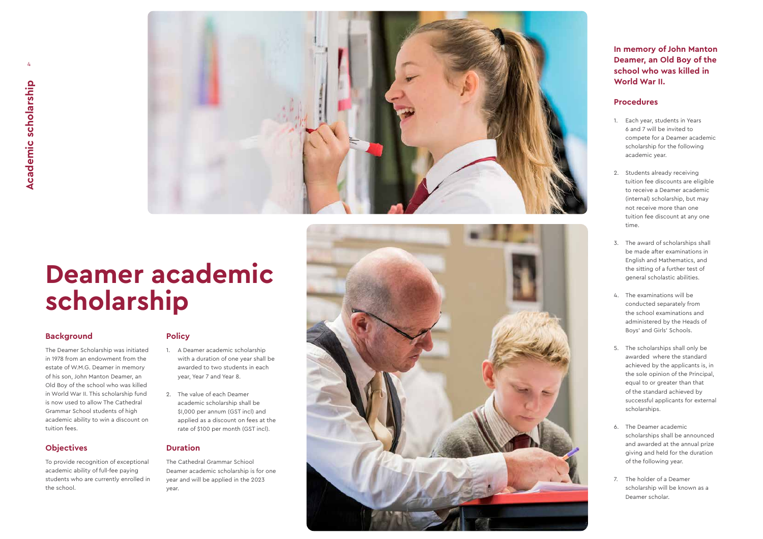# Deamer academic scholarship

## Background

The Deamer Scholarship was initiated in 1978 from an endowment from the estate of W.M.G. Deamer in memory of his son, John Manton Deamer, an Old Boy of the school who was killed in World War II. This scholarship fund is now used to allow The Cathedral Grammar School students of high academic ability to win a discount on tuition fees.

## Objectives

To provide recognition of exceptional academic ability of full-fee paying students who are currently enrolled in the school.

## Policy

1. A Deamer academic scholarship with a duration of one year shall be awarded to two students in each year, Year 7 and Year 8.
2. The value of each Deamer academic scholarship shall be $1,000 per annum (GST incl) and applied as a discount on fees at the rate of $100 per month (GST incl).

## Duration

The Cathedral Grammar Schiool Deamer academic scholarship is for one year and will be applied in the 2023 year.

**In memory of John Manton Deamer, an Old Boy of the school who was killed in World War II.**

## Procedures

1. Each year, students in Years 6 and 7 will be invited to compete for a Deamer academic scholarship for the following academic year.
2. Students already receiving tuition fee discounts are eligible to receive a Deamer academic (internal) scholarship, but may not receive more than one tuition fee discount at any one time.
3. The award of scholarships shall be made after examinations in English and Mathematics, and the sitting of a further test of general scholastic abilities.
4. The examinations will be conducted separately from the school examinations and administered by the Heads of Boys' and Girls' Schools.
5. The scholarships shall only be awarded where the standard achieved by the applicants is, in the sole opinion of the Principal, equal to or greater than that of the standard achieved by successful applicants for external scholarships.
6. The Deamer academic scholarships shall be announced and awarded at the annual prize giving and held for the duration of the following year.
7. The holder of a Deamer scholarship will be known as a Deamer scholar.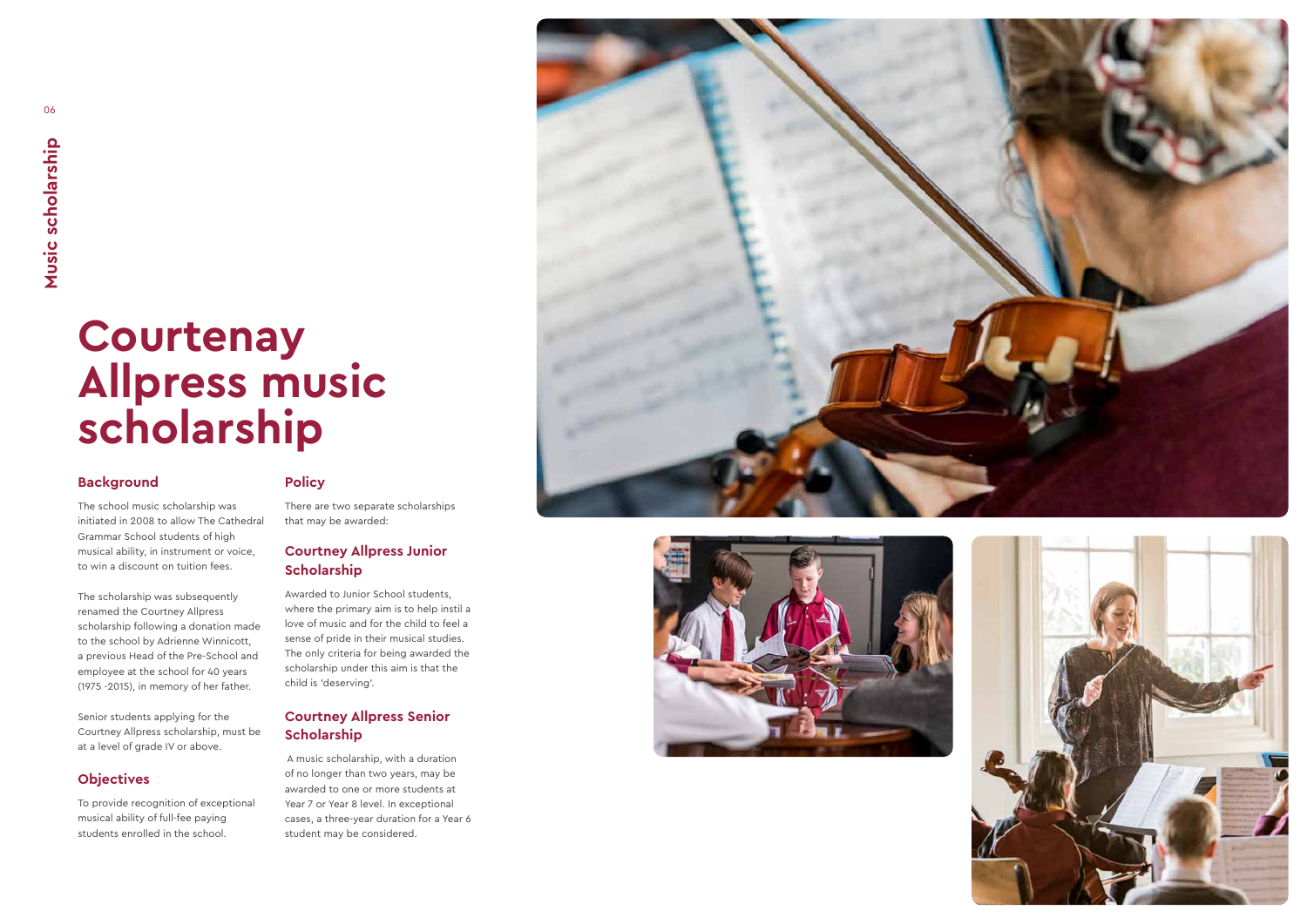# Courtenay Allpress music scholarship

## Background

The school music scholarship was initiated in 2008 to allow The Cathedral Grammar School students of high musical ability, in instrument or voice, to win a discount on tuition fees.

The scholarship was subsequently renamed the Courtney Allpress scholarship following a donation made to the school by Adrienne Winnicott, a previous Head of the Pre-School and employee at the school for 40 years (1975 -2015), in memory of her father.

Senior students applying for the Courtney Allpress scholarship, must be at a level of grade IV or above.

## Objectives

To provide recognition of exceptional musical ability of full-fee paying students enrolled in the school.

## Policy

There are two separate scholarships that may be awarded:

### Courtney Allpress Junior Scholarship

Awarded to Junior School students, where the primary aim is to help instil a love of music and for the child to feel a sense of pride in their musical studies. The only criteria for being awarded the scholarship under this aim is that the child is 'deserving'.

### Courtney Allpress Senior Scholarship

A music scholarship, with a duration of no longer than two years, may be awarded to one or more students at Year 7 or Year 8 level. In exceptional cases, a three-year duration for a Year 6 student may be considered.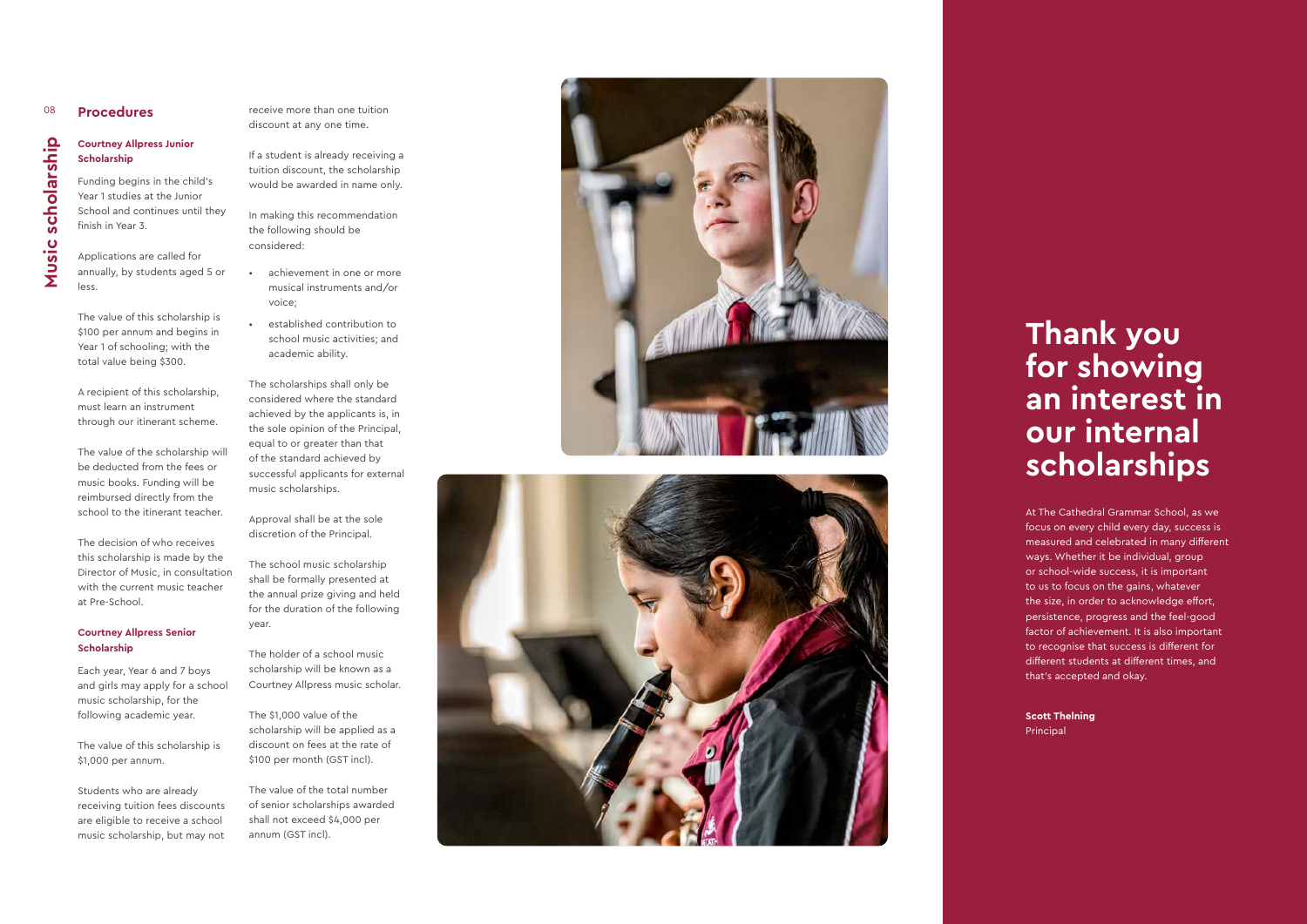## Procedures

### Courtney Allpress Junior Scholarship

Funding begins in the child's Year 1 studies at the Junior School and continues until they finish in Year 3.

Applications are called for annually, by students aged 5 or less.

The value of this scholarship is $100 per annum and begins in Year 1 of schooling; with the total value being $300.

A recipient of this scholarship, must learn an instrument through our itinerant scheme.

The value of the scholarship will be deducted from the fees or music books. Funding will be reimbursed directly from the school to the itinerant teacher.

The decision of who receives this scholarship is made by the Director of Music, in consultation with the current music teacher at Pre-School.

### Courtney Allpress Senior Scholarship

Each year, Year 6 and 7 boys and girls may apply for a school music scholarship, for the following academic year.

The value of this scholarship is $1,000 per annum.

Students who are already receiving tuition fees discounts are eligible to receive a school music scholarship, but may not receive more than one tuition discount at any one time.

If a student is already receiving a tuition discount, the scholarship would be awarded in name only.

In making this recommendation the following should be considered:

- achievement in one or more musical instruments and/or voice;
- established contribution to school music activities; and academic ability.

The scholarships shall only be considered where the standard achieved by the applicants is, in the sole opinion of the Principal, equal to or greater than that of the standard achieved by successful applicants for external music scholarships.

Approval shall be at the sole discretion of the Principal.

The school music scholarship shall be formally presented at the annual prize giving and held for the duration of the following year.

The holder of a school music scholarship will be known as a Courtney Allpress music scholar.

The $1,000 value of the scholarship will be applied as a discount on fees at the rate of $100 per month (GST incl).

The value of the total number of senior scholarships awarded shall not exceed $4,000 per annum (GST incl).

# Thank you for showing an interest in our internal scholarships

At The Cathedral Grammar School, as we focus on every child every day, success is measured and celebrated in many different ways. Whether it be individual, group or school-wide success, it is important to us to focus on the gains, whatever the size, in order to acknowledge effort, persistence, progress and the feel-good factor of achievement. It is also important to recognise that success is different for different students at different times, and that's accepted and okay.

**Scott Thelning**
Principal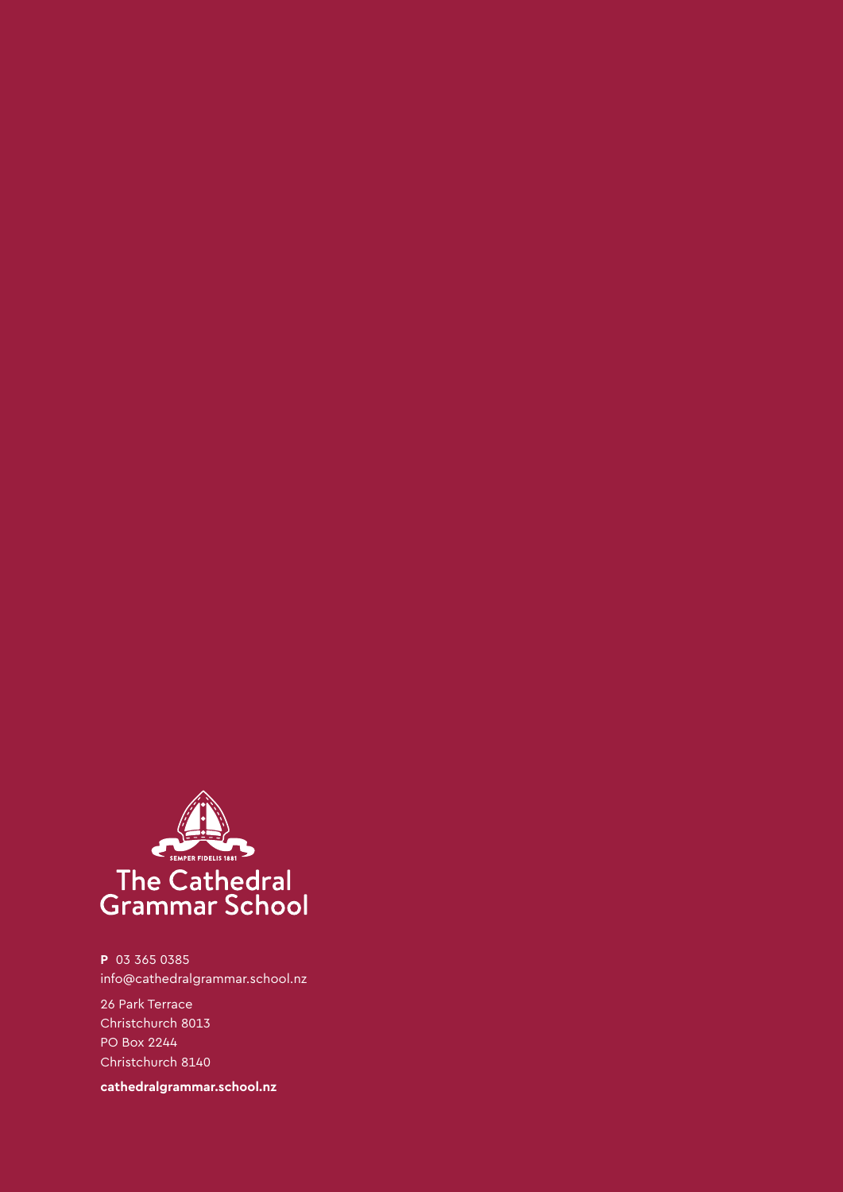SEMPER FIDELIS 1881

The Cathedral Grammar School

**P** 03 365 0385
info@cathedralgrammar.school.nz

26 Park Terrace
Christchurch 8013
PO Box 2244
Christchurch 8140

**cathedralgrammar.school.nz**